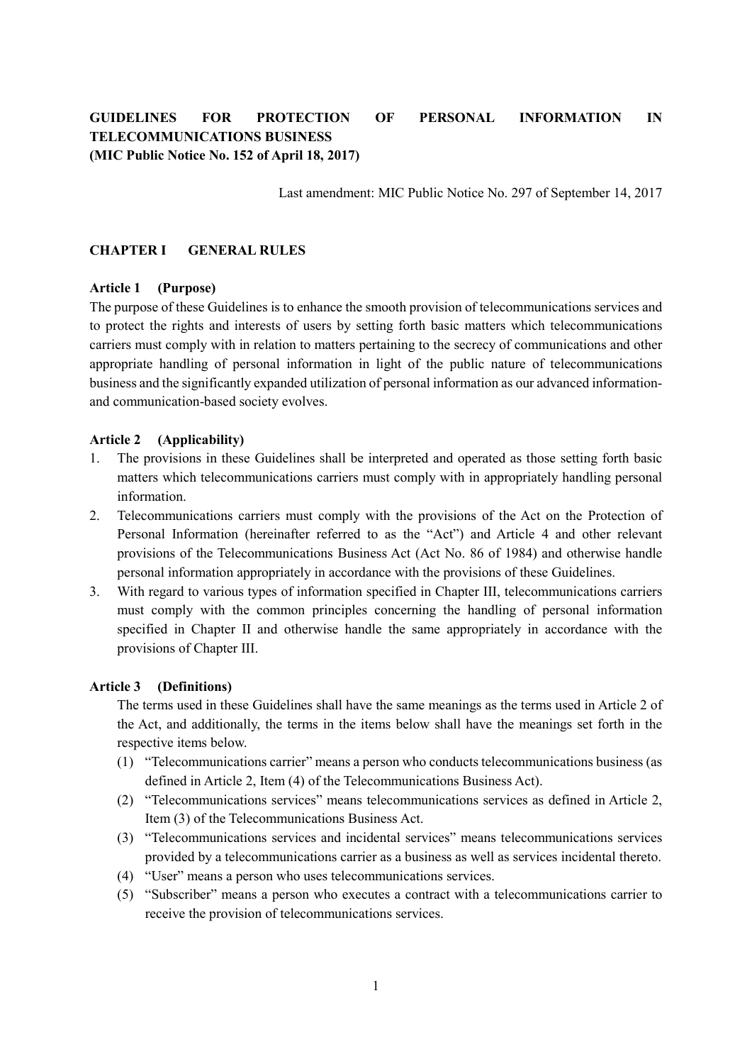# GUIDELINES FOR PROTECTION OF PERSONAL INFORMATION IN TELECOMMUNICATIONS BUSINESS
**(MIC Public Notice No. 152 of April 18, 2017)**

Last amendment: MIC Public Notice No. 297 of September 14, 2017

## CHAPTER I GENERAL RULES

### Article 1 (Purpose)

The purpose of these Guidelines is to enhance the smooth provision of telecommunications services and to protect the rights and interests of users by setting forth basic matters which telecommunications carriers must comply with in relation to matters pertaining to the secrecy of communications and other appropriate handling of personal information in light of the public nature of telecommunications business and the significantly expanded utilization of personal information as our advanced information- and communication-based society evolves.

### Article 2 (Applicability)

1. The provisions in these Guidelines shall be interpreted and operated as those setting forth basic matters which telecommunications carriers must comply with in appropriately handling personal information.
2. Telecommunications carriers must comply with the provisions of the Act on the Protection of Personal Information (hereinafter referred to as the "Act") and Article 4 and other relevant provisions of the Telecommunications Business Act (Act No. 86 of 1984) and otherwise handle personal information appropriately in accordance with the provisions of these Guidelines.
3. With regard to various types of information specified in Chapter III, telecommunications carriers must comply with the common principles concerning the handling of personal information specified in Chapter II and otherwise handle the same appropriately in accordance with the provisions of Chapter III.

### Article 3 (Definitions)

The terms used in these Guidelines shall have the same meanings as the terms used in Article 2 of the Act, and additionally, the terms in the items below shall have the meanings set forth in the respective items below.

(1) "Telecommunications carrier" means a person who conducts telecommunications business (as defined in Article 2, Item (4) of the Telecommunications Business Act).

(2) "Telecommunications services" means telecommunications services as defined in Article 2, Item (3) of the Telecommunications Business Act.

(3) "Telecommunications services and incidental services" means telecommunications services provided by a telecommunications carrier as a business as well as services incidental thereto.

(4) "User" means a person who uses telecommunications services.

(5) "Subscriber" means a person who executes a contract with a telecommunications carrier to receive the provision of telecommunications services.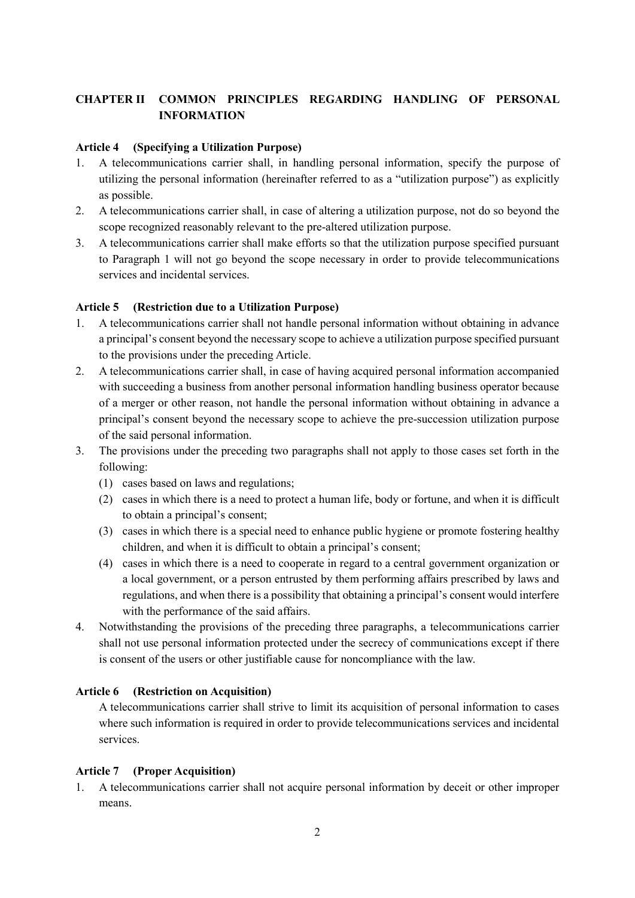## CHAPTER II COMMON PRINCIPLES REGARDING HANDLING OF PERSONAL INFORMATION

### Article 4 (Specifying a Utilization Purpose)

1. A telecommunications carrier shall, in handling personal information, specify the purpose of utilizing the personal information (hereinafter referred to as a "utilization purpose") as explicitly as possible.
2. A telecommunications carrier shall, in case of altering a utilization purpose, not do so beyond the scope recognized reasonably relevant to the pre-altered utilization purpose.
3. A telecommunications carrier shall make efforts so that the utilization purpose specified pursuant to Paragraph 1 will not go beyond the scope necessary in order to provide telecommunications services and incidental services.

### Article 5 (Restriction due to a Utilization Purpose)

1. A telecommunications carrier shall not handle personal information without obtaining in advance a principal's consent beyond the necessary scope to achieve a utilization purpose specified pursuant to the provisions under the preceding Article.
2. A telecommunications carrier shall, in case of having acquired personal information accompanied with succeeding a business from another personal information handling business operator because of a merger or other reason, not handle the personal information without obtaining in advance a principal's consent beyond the necessary scope to achieve the pre-succession utilization purpose of the said personal information.
3. The provisions under the preceding two paragraphs shall not apply to those cases set forth in the following:
   (1) cases based on laws and regulations;
   (2) cases in which there is a need to protect a human life, body or fortune, and when it is difficult to obtain a principal's consent;
   (3) cases in which there is a special need to enhance public hygiene or promote fostering healthy children, and when it is difficult to obtain a principal's consent;
   (4) cases in which there is a need to cooperate in regard to a central government organization or a local government, or a person entrusted by them performing affairs prescribed by laws and regulations, and when there is a possibility that obtaining a principal's consent would interfere with the performance of the said affairs.
4. Notwithstanding the provisions of the preceding three paragraphs, a telecommunications carrier shall not use personal information protected under the secrecy of communications except if there is consent of the users or other justifiable cause for noncompliance with the law.

### Article 6 (Restriction on Acquisition)

A telecommunications carrier shall strive to limit its acquisition of personal information to cases where such information is required in order to provide telecommunications services and incidental services.

### Article 7 (Proper Acquisition)

1. A telecommunications carrier shall not acquire personal information by deceit or other improper means.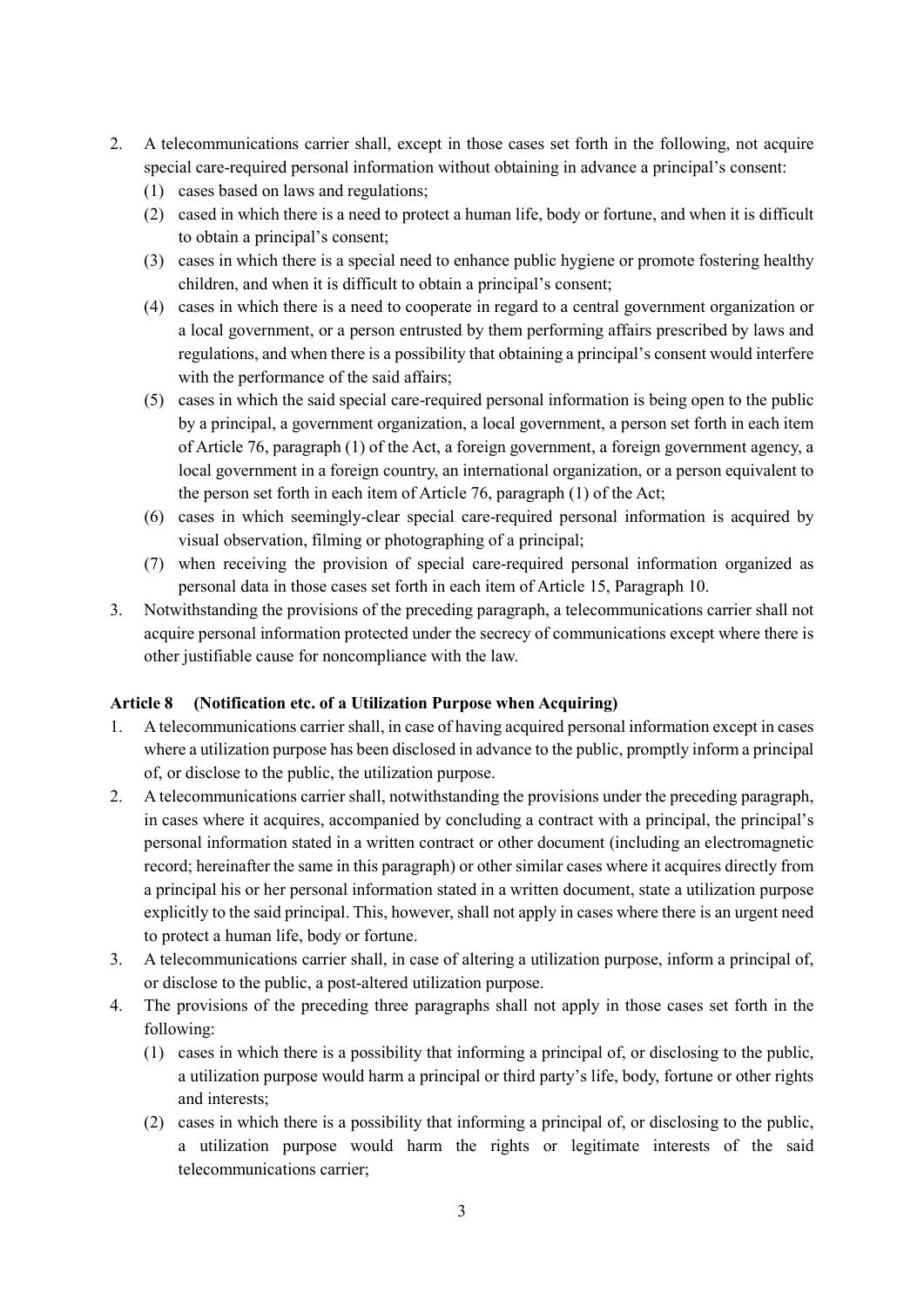2. A telecommunications carrier shall, except in those cases set forth in the following, not acquire special care-required personal information without obtaining in advance a principal's consent:
   (1) cases based on laws and regulations;
   (2) cased in which there is a need to protect a human life, body or fortune, and when it is difficult to obtain a principal's consent;
   (3) cases in which there is a special need to enhance public hygiene or promote fostering healthy children, and when it is difficult to obtain a principal's consent;
   (4) cases in which there is a need to cooperate in regard to a central government organization or a local government, or a person entrusted by them performing affairs prescribed by laws and regulations, and when there is a possibility that obtaining a principal's consent would interfere with the performance of the said affairs;
   (5) cases in which the said special care-required personal information is being open to the public by a principal, a government organization, a local government, a person set forth in each item of Article 76, paragraph (1) of the Act, a foreign government, a foreign government agency, a local government in a foreign country, an international organization, or a person equivalent to the person set forth in each item of Article 76, paragraph (1) of the Act;
   (6) cases in which seemingly-clear special care-required personal information is acquired by visual observation, filming or photographing of a principal;
   (7) when receiving the provision of special care-required personal information organized as personal data in those cases set forth in each item of Article 15, Paragraph 10.
3. Notwithstanding the provisions of the preceding paragraph, a telecommunications carrier shall not acquire personal information protected under the secrecy of communications except where there is other justifiable cause for noncompliance with the law.

**Article 8 (Notification etc. of a Utilization Purpose when Acquiring)**

1. A telecommunications carrier shall, in case of having acquired personal information except in cases where a utilization purpose has been disclosed in advance to the public, promptly inform a principal of, or disclose to the public, the utilization purpose.
2. A telecommunications carrier shall, notwithstanding the provisions under the preceding paragraph, in cases where it acquires, accompanied by concluding a contract with a principal, the principal's personal information stated in a written contract or other document (including an electromagnetic record; hereinafter the same in this paragraph) or other similar cases where it acquires directly from a principal his or her personal information stated in a written document, state a utilization purpose explicitly to the said principal. This, however, shall not apply in cases where there is an urgent need to protect a human life, body or fortune.
3. A telecommunications carrier shall, in case of altering a utilization purpose, inform a principal of, or disclose to the public, a post-altered utilization purpose.
4. The provisions of the preceding three paragraphs shall not apply in those cases set forth in the following:
   (1) cases in which there is a possibility that informing a principal of, or disclosing to the public, a utilization purpose would harm a principal or third party's life, body, fortune or other rights and interests;
   (2) cases in which there is a possibility that informing a principal of, or disclosing to the public, a utilization purpose would harm the rights or legitimate interests of the said telecommunications carrier;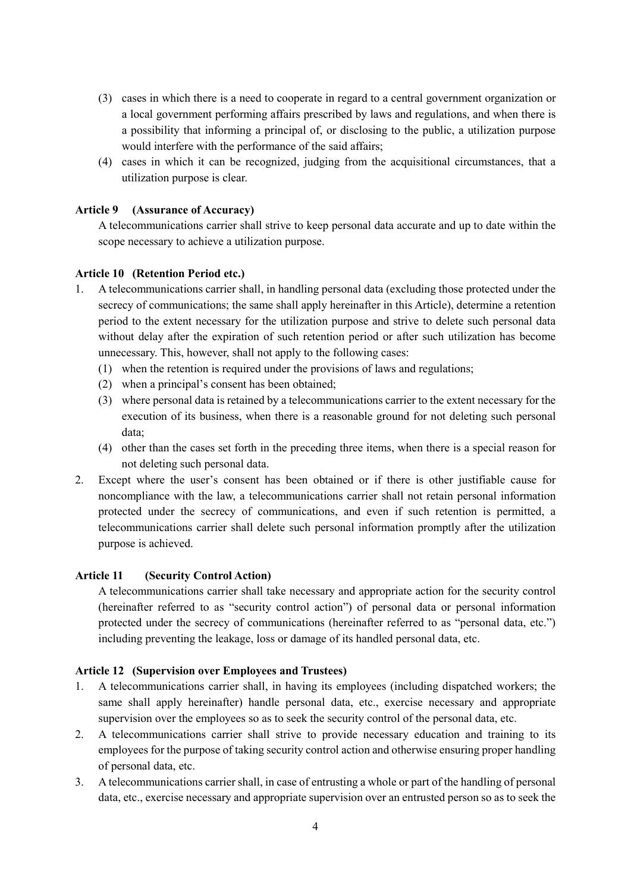(3) cases in which there is a need to cooperate in regard to a central government organization or a local government performing affairs prescribed by laws and regulations, and when there is a possibility that informing a principal of, or disclosing to the public, a utilization purpose would interfere with the performance of the said affairs;
(4) cases in which it can be recognized, judging from the acquisitional circumstances, that a utilization purpose is clear.

**Article 9 (Assurance of Accuracy)**

A telecommunications carrier shall strive to keep personal data accurate and up to date within the scope necessary to achieve a utilization purpose.

**Article 10 (Retention Period etc.)**

1. A telecommunications carrier shall, in handling personal data (excluding those protected under the secrecy of communications; the same shall apply hereinafter in this Article), determine a retention period to the extent necessary for the utilization purpose and strive to delete such personal data without delay after the expiration of such retention period or after such utilization has become unnecessary. This, however, shall not apply to the following cases:
   (1) when the retention is required under the provisions of laws and regulations;
   (2) when a principal's consent has been obtained;
   (3) where personal data is retained by a telecommunications carrier to the extent necessary for the execution of its business, when there is a reasonable ground for not deleting such personal data;
   (4) other than the cases set forth in the preceding three items, when there is a special reason for not deleting such personal data.
2. Except where the user's consent has been obtained or if there is other justifiable cause for noncompliance with the law, a telecommunications carrier shall not retain personal information protected under the secrecy of communications, and even if such retention is permitted, a telecommunications carrier shall delete such personal information promptly after the utilization purpose is achieved.

**Article 11 (Security Control Action)**

A telecommunications carrier shall take necessary and appropriate action for the security control (hereinafter referred to as "security control action") of personal data or personal information protected under the secrecy of communications (hereinafter referred to as "personal data, etc.") including preventing the leakage, loss or damage of its handled personal data, etc.

**Article 12 (Supervision over Employees and Trustees)**

1. A telecommunications carrier shall, in having its employees (including dispatched workers; the same shall apply hereinafter) handle personal data, etc., exercise necessary and appropriate supervision over the employees so as to seek the security control of the personal data, etc.
2. A telecommunications carrier shall strive to provide necessary education and training to its employees for the purpose of taking security control action and otherwise ensuring proper handling of personal data, etc.
3. A telecommunications carrier shall, in case of entrusting a whole or part of the handling of personal data, etc., exercise necessary and appropriate supervision over an entrusted person so as to seek the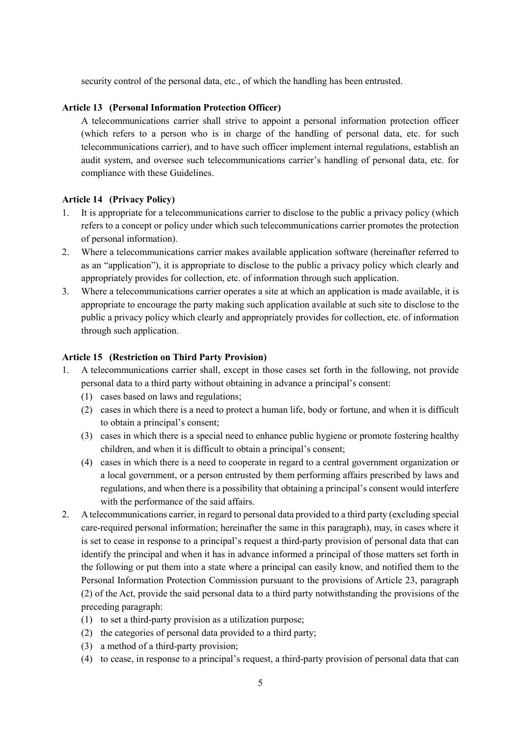security control of the personal data, etc., of which the handling has been entrusted.

**Article 13 (Personal Information Protection Officer)**

A telecommunications carrier shall strive to appoint a personal information protection officer (which refers to a person who is in charge of the handling of personal data, etc. for such telecommunications carrier), and to have such officer implement internal regulations, establish an audit system, and oversee such telecommunications carrier's handling of personal data, etc. for compliance with these Guidelines.

**Article 14 (Privacy Policy)**

1. It is appropriate for a telecommunications carrier to disclose to the public a privacy policy (which refers to a concept or policy under which such telecommunications carrier promotes the protection of personal information).
2. Where a telecommunications carrier makes available application software (hereinafter referred to as an "application"), it is appropriate to disclose to the public a privacy policy which clearly and appropriately provides for collection, etc. of information through such application.
3. Where a telecommunications carrier operates a site at which an application is made available, it is appropriate to encourage the party making such application available at such site to disclose to the public a privacy policy which clearly and appropriately provides for collection, etc. of information through such application.

**Article 15 (Restriction on Third Party Provision)**

1. A telecommunications carrier shall, except in those cases set forth in the following, not provide personal data to a third party without obtaining in advance a principal's consent:
   (1) cases based on laws and regulations;
   (2) cases in which there is a need to protect a human life, body or fortune, and when it is difficult to obtain a principal's consent;
   (3) cases in which there is a special need to enhance public hygiene or promote fostering healthy children, and when it is difficult to obtain a principal's consent;
   (4) cases in which there is a need to cooperate in regard to a central government organization or a local government, or a person entrusted by them performing affairs prescribed by laws and regulations, and when there is a possibility that obtaining a principal's consent would interfere with the performance of the said affairs.
2. A telecommunications carrier, in regard to personal data provided to a third party (excluding special care-required personal information; hereinafter the same in this paragraph), may, in cases where it is set to cease in response to a principal's request a third-party provision of personal data that can identify the principal and when it has in advance informed a principal of those matters set forth in the following or put them into a state where a principal can easily know, and notified them to the Personal Information Protection Commission pursuant to the provisions of Article 23, paragraph (2) of the Act, provide the said personal data to a third party notwithstanding the provisions of the preceding paragraph:
   (1) to set a third-party provision as a utilization purpose;
   (2) the categories of personal data provided to a third party;
   (3) a method of a third-party provision;
   (4) to cease, in response to a principal's request, a third-party provision of personal data that can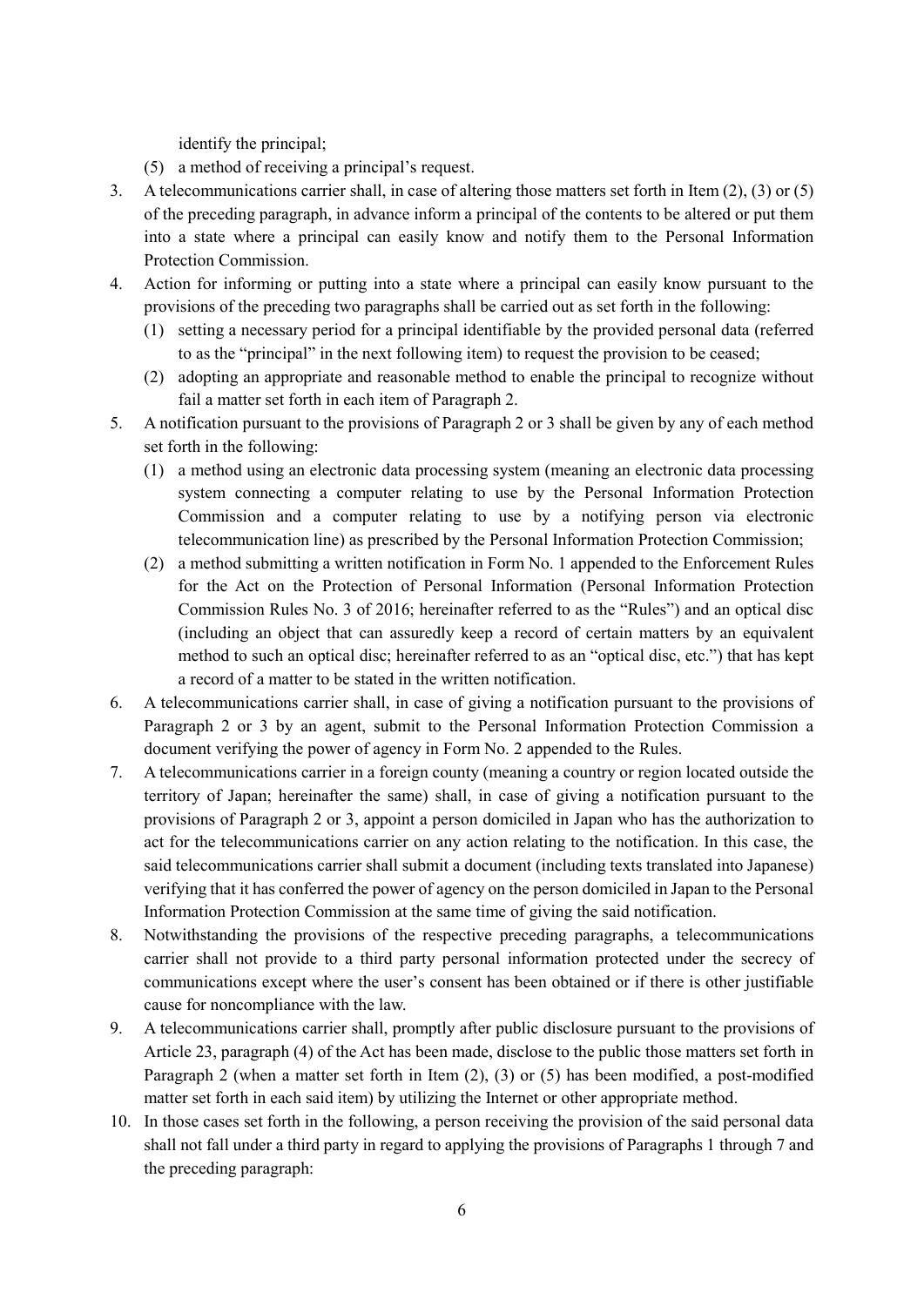identify the principal;

(5) a method of receiving a principal's request.

3. A telecommunications carrier shall, in case of altering those matters set forth in Item (2), (3) or (5) of the preceding paragraph, in advance inform a principal of the contents to be altered or put them into a state where a principal can easily know and notify them to the Personal Information Protection Commission.

4. Action for informing or putting into a state where a principal can easily know pursuant to the provisions of the preceding two paragraphs shall be carried out as set forth in the following:

   (1) setting a necessary period for a principal identifiable by the provided personal data (referred to as the "principal" in the next following item) to request the provision to be ceased;

   (2) adopting an appropriate and reasonable method to enable the principal to recognize without fail a matter set forth in each item of Paragraph 2.

5. A notification pursuant to the provisions of Paragraph 2 or 3 shall be given by any of each method set forth in the following:

   (1) a method using an electronic data processing system (meaning an electronic data processing system connecting a computer relating to use by the Personal Information Protection Commission and a computer relating to use by a notifying person via electronic telecommunication line) as prescribed by the Personal Information Protection Commission;

   (2) a method submitting a written notification in Form No. 1 appended to the Enforcement Rules for the Act on the Protection of Personal Information (Personal Information Protection Commission Rules No. 3 of 2016; hereinafter referred to as the "Rules") and an optical disc (including an object that can assuredly keep a record of certain matters by an equivalent method to such an optical disc; hereinafter referred to as an "optical disc, etc.") that has kept a record of a matter to be stated in the written notification.

6. A telecommunications carrier shall, in case of giving a notification pursuant to the provisions of Paragraph 2 or 3 by an agent, submit to the Personal Information Protection Commission a document verifying the power of agency in Form No. 2 appended to the Rules.

7. A telecommunications carrier in a foreign county (meaning a country or region located outside the territory of Japan; hereinafter the same) shall, in case of giving a notification pursuant to the provisions of Paragraph 2 or 3, appoint a person domiciled in Japan who has the authorization to act for the telecommunications carrier on any action relating to the notification. In this case, the said telecommunications carrier shall submit a document (including texts translated into Japanese) verifying that it has conferred the power of agency on the person domiciled in Japan to the Personal Information Protection Commission at the same time of giving the said notification.

8. Notwithstanding the provisions of the respective preceding paragraphs, a telecommunications carrier shall not provide to a third party personal information protected under the secrecy of communications except where the user's consent has been obtained or if there is other justifiable cause for noncompliance with the law.

9. A telecommunications carrier shall, promptly after public disclosure pursuant to the provisions of Article 23, paragraph (4) of the Act has been made, disclose to the public those matters set forth in Paragraph 2 (when a matter set forth in Item (2), (3) or (5) has been modified, a post-modified matter set forth in each said item) by utilizing the Internet or other appropriate method.

10. In those cases set forth in the following, a person receiving the provision of the said personal data shall not fall under a third party in regard to applying the provisions of Paragraphs 1 through 7 and the preceding paragraph: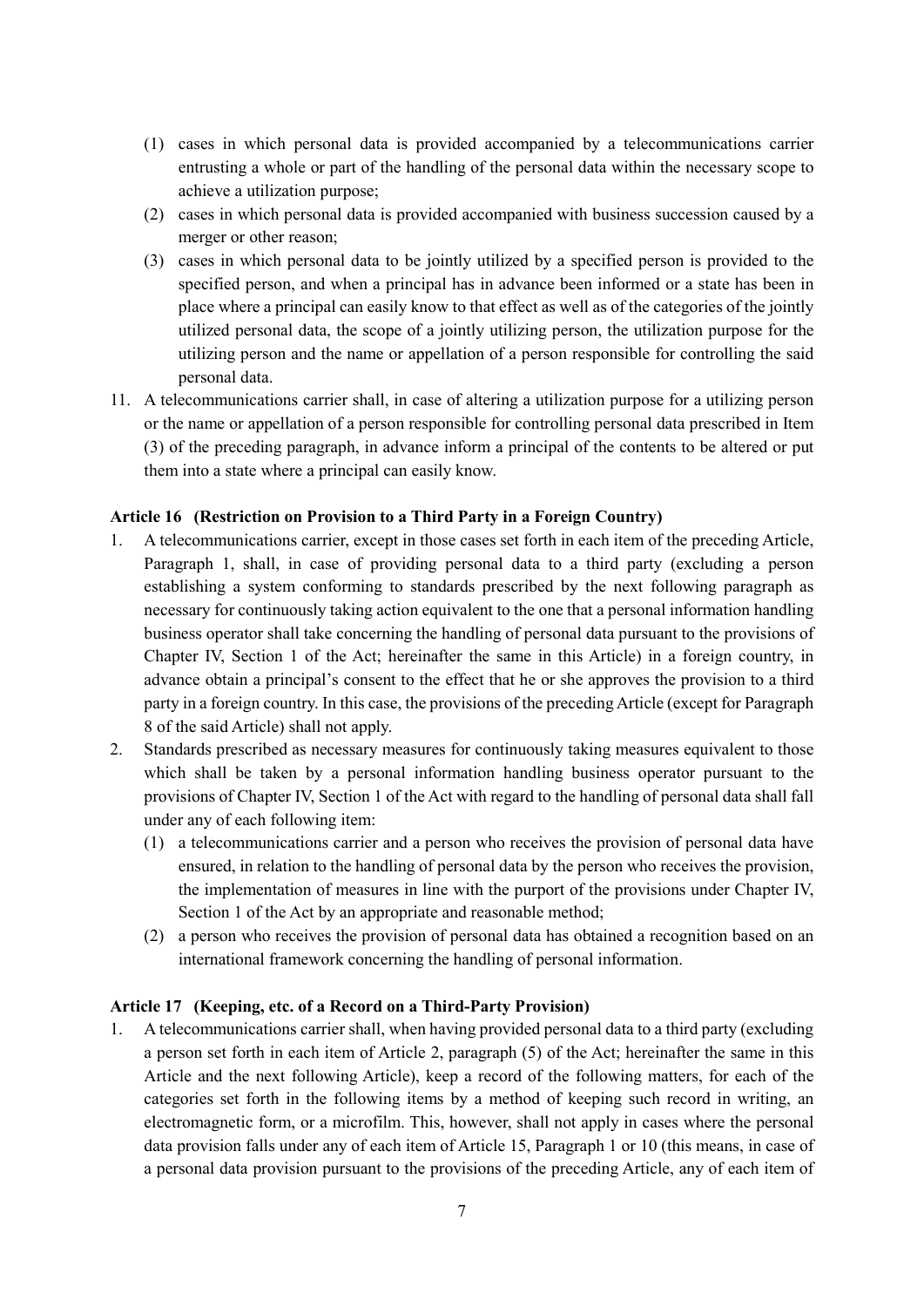(1) cases in which personal data is provided accompanied by a telecommunications carrier entrusting a whole or part of the handling of the personal data within the necessary scope to achieve a utilization purpose;

(2) cases in which personal data is provided accompanied with business succession caused by a merger or other reason;

(3) cases in which personal data to be jointly utilized by a specified person is provided to the specified person, and when a principal has in advance been informed or a state has been in place where a principal can easily know to that effect as well as of the categories of the jointly utilized personal data, the scope of a jointly utilizing person, the utilization purpose for the utilizing person and the name or appellation of a person responsible for controlling the said personal data.

11. A telecommunications carrier shall, in case of altering a utilization purpose for a utilizing person or the name or appellation of a person responsible for controlling personal data prescribed in Item (3) of the preceding paragraph, in advance inform a principal of the contents to be altered or put them into a state where a principal can easily know.

**Article 16 (Restriction on Provision to a Third Party in a Foreign Country)**

1. A telecommunications carrier, except in those cases set forth in each item of the preceding Article, Paragraph 1, shall, in case of providing personal data to a third party (excluding a person establishing a system conforming to standards prescribed by the next following paragraph as necessary for continuously taking action equivalent to the one that a personal information handling business operator shall take concerning the handling of personal data pursuant to the provisions of Chapter IV, Section 1 of the Act; hereinafter the same in this Article) in a foreign country, in advance obtain a principal's consent to the effect that he or she approves the provision to a third party in a foreign country. In this case, the provisions of the preceding Article (except for Paragraph 8 of the said Article) shall not apply.
2. Standards prescribed as necessary measures for continuously taking measures equivalent to those which shall be taken by a personal information handling business operator pursuant to the provisions of Chapter IV, Section 1 of the Act with regard to the handling of personal data shall fall under any of each following item:
   (1) a telecommunications carrier and a person who receives the provision of personal data have ensured, in relation to the handling of personal data by the person who receives the provision, the implementation of measures in line with the purport of the provisions under Chapter IV, Section 1 of the Act by an appropriate and reasonable method;
   (2) a person who receives the provision of personal data has obtained a recognition based on an international framework concerning the handling of personal information.

**Article 17 (Keeping, etc. of a Record on a Third-Party Provision)**

1. A telecommunications carrier shall, when having provided personal data to a third party (excluding a person set forth in each item of Article 2, paragraph (5) of the Act; hereinafter the same in this Article and the next following Article), keep a record of the following matters, for each of the categories set forth in the following items by a method of keeping such record in writing, an electromagnetic form, or a microfilm. This, however, shall not apply in cases where the personal data provision falls under any of each item of Article 15, Paragraph 1 or 10 (this means, in case of a personal data provision pursuant to the provisions of the preceding Article, any of each item of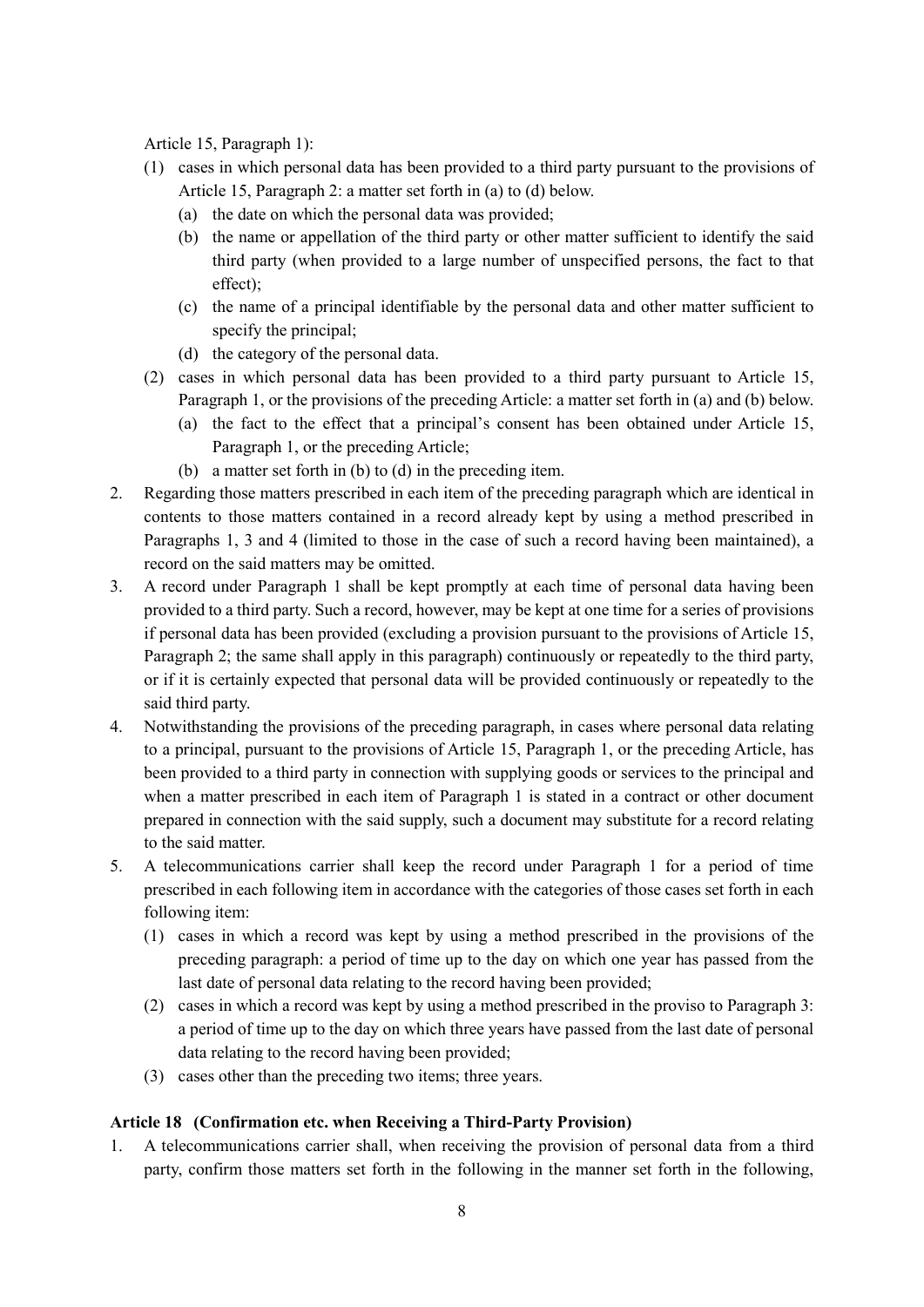Article 15, Paragraph 1):

(1) cases in which personal data has been provided to a third party pursuant to the provisions of Article 15, Paragraph 2: a matter set forth in (a) to (d) below.
   (a) the date on which the personal data was provided;
   (b) the name or appellation of the third party or other matter sufficient to identify the said third party (when provided to a large number of unspecified persons, the fact to that effect);
   (c) the name of a principal identifiable by the personal data and other matter sufficient to specify the principal;
   (d) the category of the personal data.
(2) cases in which personal data has been provided to a third party pursuant to Article 15, Paragraph 1, or the provisions of the preceding Article: a matter set forth in (a) and (b) below.
   (a) the fact to the effect that a principal's consent has been obtained under Article 15, Paragraph 1, or the preceding Article;
   (b) a matter set forth in (b) to (d) in the preceding item.

2. Regarding those matters prescribed in each item of the preceding paragraph which are identical in contents to those matters contained in a record already kept by using a method prescribed in Paragraphs 1, 3 and 4 (limited to those in the case of such a record having been maintained), a record on the said matters may be omitted.
3. A record under Paragraph 1 shall be kept promptly at each time of personal data having been provided to a third party. Such a record, however, may be kept at one time for a series of provisions if personal data has been provided (excluding a provision pursuant to the provisions of Article 15, Paragraph 2; the same shall apply in this paragraph) continuously or repeatedly to the third party, or if it is certainly expected that personal data will be provided continuously or repeatedly to the said third party.
4. Notwithstanding the provisions of the preceding paragraph, in cases where personal data relating to a principal, pursuant to the provisions of Article 15, Paragraph 1, or the preceding Article, has been provided to a third party in connection with supplying goods or services to the principal and when a matter prescribed in each item of Paragraph 1 is stated in a contract or other document prepared in connection with the said supply, such a document may substitute for a record relating to the said matter.
5. A telecommunications carrier shall keep the record under Paragraph 1 for a period of time prescribed in each following item in accordance with the categories of those cases set forth in each following item:
   (1) cases in which a record was kept by using a method prescribed in the provisions of the preceding paragraph: a period of time up to the day on which one year has passed from the last date of personal data relating to the record having been provided;
   (2) cases in which a record was kept by using a method prescribed in the proviso to Paragraph 3: a period of time up to the day on which three years have passed from the last date of personal data relating to the record having been provided;
   (3) cases other than the preceding two items; three years.

**Article 18 (Confirmation etc. when Receiving a Third-Party Provision)**

1. A telecommunications carrier shall, when receiving the provision of personal data from a third party, confirm those matters set forth in the following in the manner set forth in the following,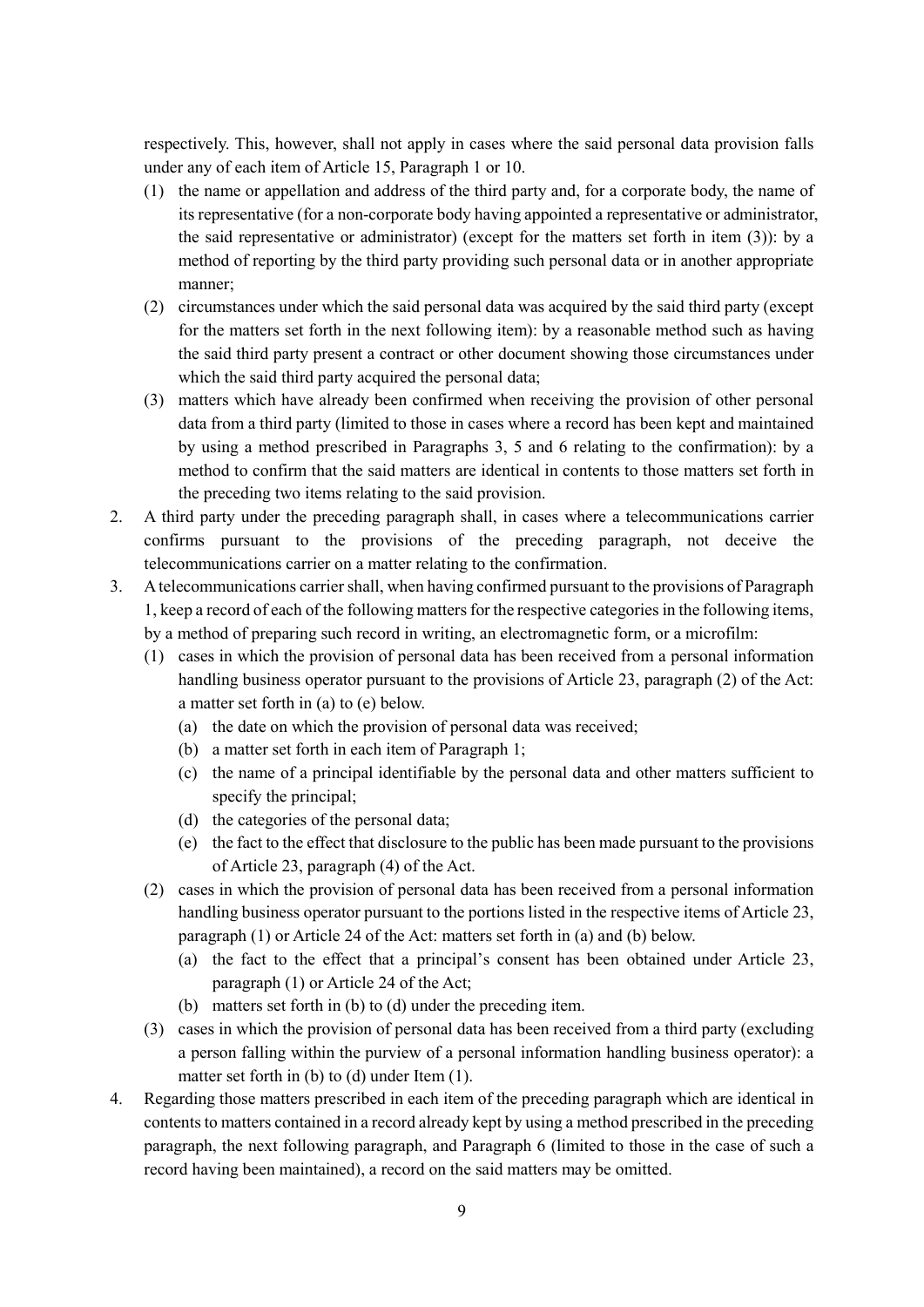respectively. This, however, shall not apply in cases where the said personal data provision falls under any of each item of Article 15, Paragraph 1 or 10.

(1) the name or appellation and address of the third party and, for a corporate body, the name of its representative (for a non-corporate body having appointed a representative or administrator, the said representative or administrator) (except for the matters set forth in item (3)): by a method of reporting by the third party providing such personal data or in another appropriate manner;

(2) circumstances under which the said personal data was acquired by the said third party (except for the matters set forth in the next following item): by a reasonable method such as having the said third party present a contract or other document showing those circumstances under which the said third party acquired the personal data;

(3) matters which have already been confirmed when receiving the provision of other personal data from a third party (limited to those in cases where a record has been kept and maintained by using a method prescribed in Paragraphs 3, 5 and 6 relating to the confirmation): by a method to confirm that the said matters are identical in contents to those matters set forth in the preceding two items relating to the said provision.

2. A third party under the preceding paragraph shall, in cases where a telecommunications carrier confirms pursuant to the provisions of the preceding paragraph, not deceive the telecommunications carrier on a matter relating to the confirmation.

3. A telecommunications carrier shall, when having confirmed pursuant to the provisions of Paragraph 1, keep a record of each of the following matters for the respective categories in the following items, by a method of preparing such record in writing, an electromagnetic form, or a microfilm:

   (1) cases in which the provision of personal data has been received from a personal information handling business operator pursuant to the provisions of Article 23, paragraph (2) of the Act: a matter set forth in (a) to (e) below.

      (a) the date on which the provision of personal data was received;

      (b) a matter set forth in each item of Paragraph 1;

      (c) the name of a principal identifiable by the personal data and other matters sufficient to specify the principal;

      (d) the categories of the personal data;

      (e) the fact to the effect that disclosure to the public has been made pursuant to the provisions of Article 23, paragraph (4) of the Act.

   (2) cases in which the provision of personal data has been received from a personal information handling business operator pursuant to the portions listed in the respective items of Article 23, paragraph (1) or Article 24 of the Act: matters set forth in (a) and (b) below.

      (a) the fact to the effect that a principal's consent has been obtained under Article 23, paragraph (1) or Article 24 of the Act;

      (b) matters set forth in (b) to (d) under the preceding item.

   (3) cases in which the provision of personal data has been received from a third party (excluding a person falling within the purview of a personal information handling business operator): a matter set forth in (b) to (d) under Item (1).

4. Regarding those matters prescribed in each item of the preceding paragraph which are identical in contents to matters contained in a record already kept by using a method prescribed in the preceding paragraph, the next following paragraph, and Paragraph 6 (limited to those in the case of such a record having been maintained), a record on the said matters may be omitted.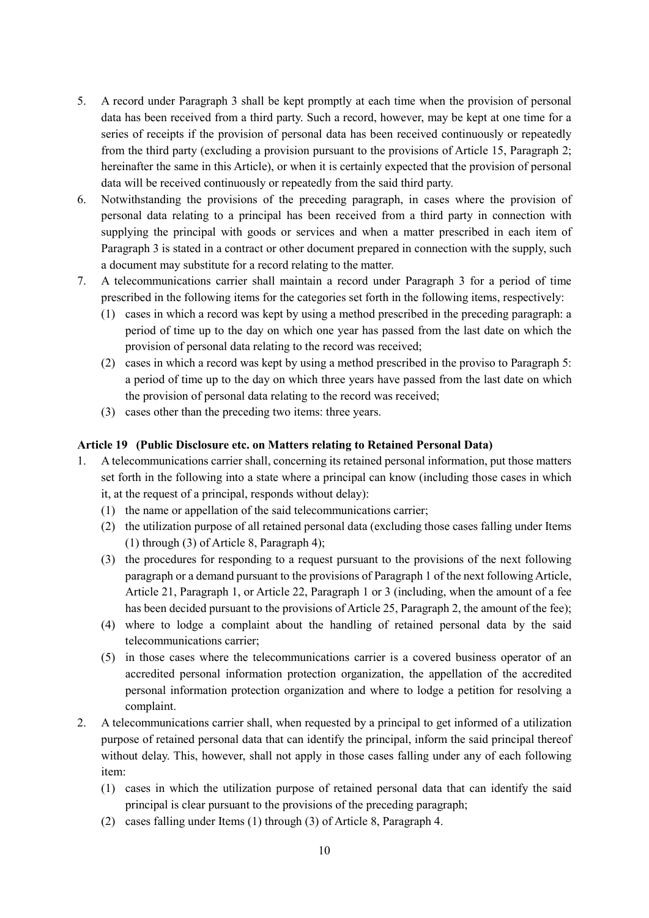5. A record under Paragraph 3 shall be kept promptly at each time when the provision of personal data has been received from a third party. Such a record, however, may be kept at one time for a series of receipts if the provision of personal data has been received continuously or repeatedly from the third party (excluding a provision pursuant to the provisions of Article 15, Paragraph 2; hereinafter the same in this Article), or when it is certainly expected that the provision of personal data will be received continuously or repeatedly from the said third party.
6. Notwithstanding the provisions of the preceding paragraph, in cases where the provision of personal data relating to a principal has been received from a third party in connection with supplying the principal with goods or services and when a matter prescribed in each item of Paragraph 3 is stated in a contract or other document prepared in connection with the supply, such a document may substitute for a record relating to the matter.
7. A telecommunications carrier shall maintain a record under Paragraph 3 for a period of time prescribed in the following items for the categories set forth in the following items, respectively:
   (1) cases in which a record was kept by using a method prescribed in the preceding paragraph: a period of time up to the day on which one year has passed from the last date on which the provision of personal data relating to the record was received;
   (2) cases in which a record was kept by using a method prescribed in the proviso to Paragraph 5: a period of time up to the day on which three years have passed from the last date on which the provision of personal data relating to the record was received;
   (3) cases other than the preceding two items: three years.

### Article 19 (Public Disclosure etc. on Matters relating to Retained Personal Data)

1. A telecommunications carrier shall, concerning its retained personal information, put those matters set forth in the following into a state where a principal can know (including those cases in which it, at the request of a principal, responds without delay):
   (1) the name or appellation of the said telecommunications carrier;
   (2) the utilization purpose of all retained personal data (excluding those cases falling under Items (1) through (3) of Article 8, Paragraph 4);
   (3) the procedures for responding to a request pursuant to the provisions of the next following paragraph or a demand pursuant to the provisions of Paragraph 1 of the next following Article, Article 21, Paragraph 1, or Article 22, Paragraph 1 or 3 (including, when the amount of a fee has been decided pursuant to the provisions of Article 25, Paragraph 2, the amount of the fee);
   (4) where to lodge a complaint about the handling of retained personal data by the said telecommunications carrier;
   (5) in those cases where the telecommunications carrier is a covered business operator of an accredited personal information protection organization, the appellation of the accredited personal information protection organization and where to lodge a petition for resolving a complaint.
2. A telecommunications carrier shall, when requested by a principal to get informed of a utilization purpose of retained personal data that can identify the principal, inform the said principal thereof without delay. This, however, shall not apply in those cases falling under any of each following item:
   (1) cases in which the utilization purpose of retained personal data that can identify the said principal is clear pursuant to the provisions of the preceding paragraph;
   (2) cases falling under Items (1) through (3) of Article 8, Paragraph 4.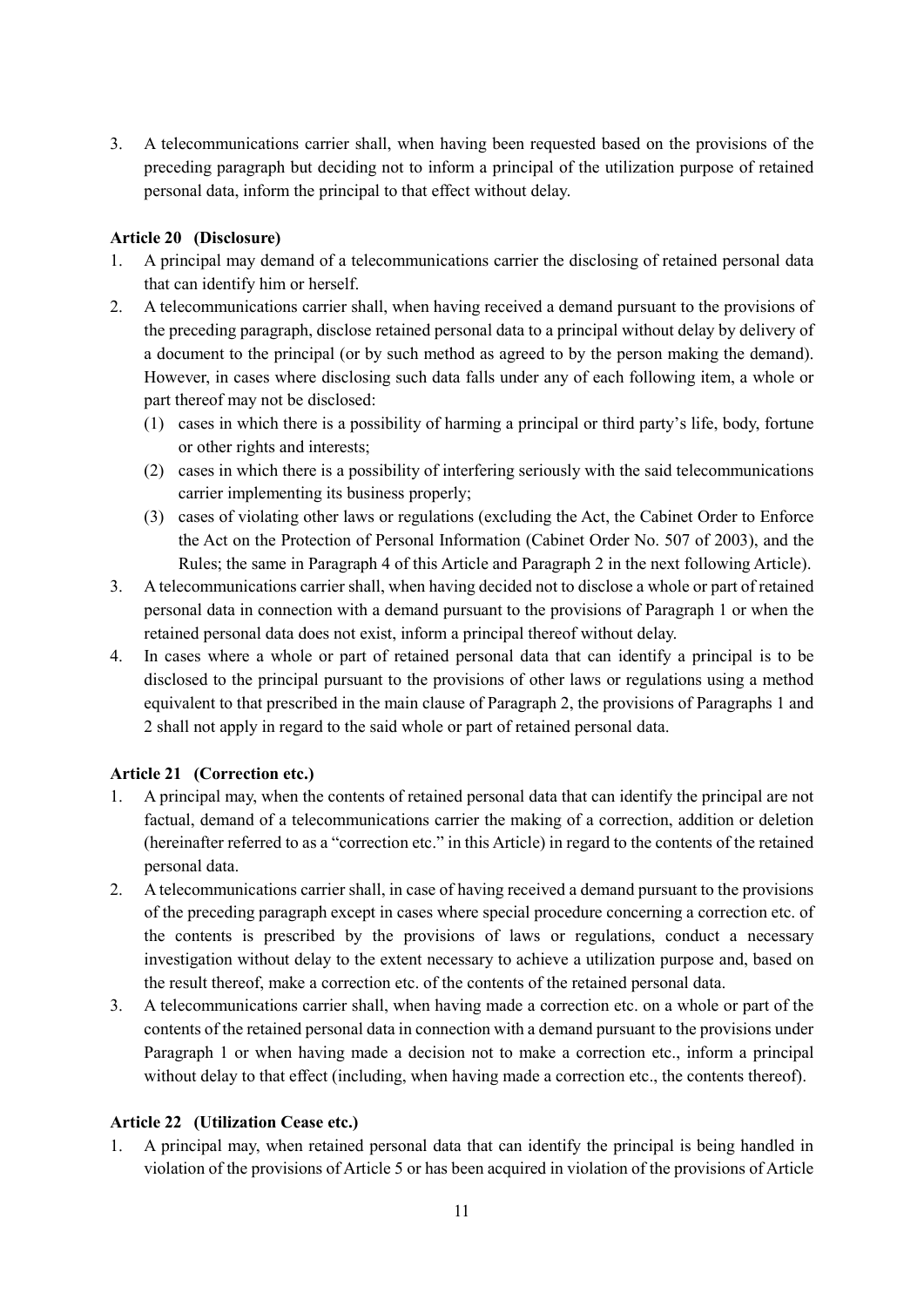3. A telecommunications carrier shall, when having been requested based on the provisions of the preceding paragraph but deciding not to inform a principal of the utilization purpose of retained personal data, inform the principal to that effect without delay.

**Article 20 (Disclosure)**

1. A principal may demand of a telecommunications carrier the disclosing of retained personal data that can identify him or herself.
2. A telecommunications carrier shall, when having received a demand pursuant to the provisions of the preceding paragraph, disclose retained personal data to a principal without delay by delivery of a document to the principal (or by such method as agreed to by the person making the demand). However, in cases where disclosing such data falls under any of each following item, a whole or part thereof may not be disclosed:
   (1) cases in which there is a possibility of harming a principal or third party's life, body, fortune or other rights and interests;
   (2) cases in which there is a possibility of interfering seriously with the said telecommunications carrier implementing its business properly;
   (3) cases of violating other laws or regulations (excluding the Act, the Cabinet Order to Enforce the Act on the Protection of Personal Information (Cabinet Order No. 507 of 2003), and the Rules; the same in Paragraph 4 of this Article and Paragraph 2 in the next following Article).
3. A telecommunications carrier shall, when having decided not to disclose a whole or part of retained personal data in connection with a demand pursuant to the provisions of Paragraph 1 or when the retained personal data does not exist, inform a principal thereof without delay.
4. In cases where a whole or part of retained personal data that can identify a principal is to be disclosed to the principal pursuant to the provisions of other laws or regulations using a method equivalent to that prescribed in the main clause of Paragraph 2, the provisions of Paragraphs 1 and 2 shall not apply in regard to the said whole or part of retained personal data.

**Article 21 (Correction etc.)**

1. A principal may, when the contents of retained personal data that can identify the principal are not factual, demand of a telecommunications carrier the making of a correction, addition or deletion (hereinafter referred to as a "correction etc." in this Article) in regard to the contents of the retained personal data.
2. A telecommunications carrier shall, in case of having received a demand pursuant to the provisions of the preceding paragraph except in cases where special procedure concerning a correction etc. of the contents is prescribed by the provisions of laws or regulations, conduct a necessary investigation without delay to the extent necessary to achieve a utilization purpose and, based on the result thereof, make a correction etc. of the contents of the retained personal data.
3. A telecommunications carrier shall, when having made a correction etc. on a whole or part of the contents of the retained personal data in connection with a demand pursuant to the provisions under Paragraph 1 or when having made a decision not to make a correction etc., inform a principal without delay to that effect (including, when having made a correction etc., the contents thereof).

**Article 22 (Utilization Cease etc.)**

1. A principal may, when retained personal data that can identify the principal is being handled in violation of the provisions of Article 5 or has been acquired in violation of the provisions of Article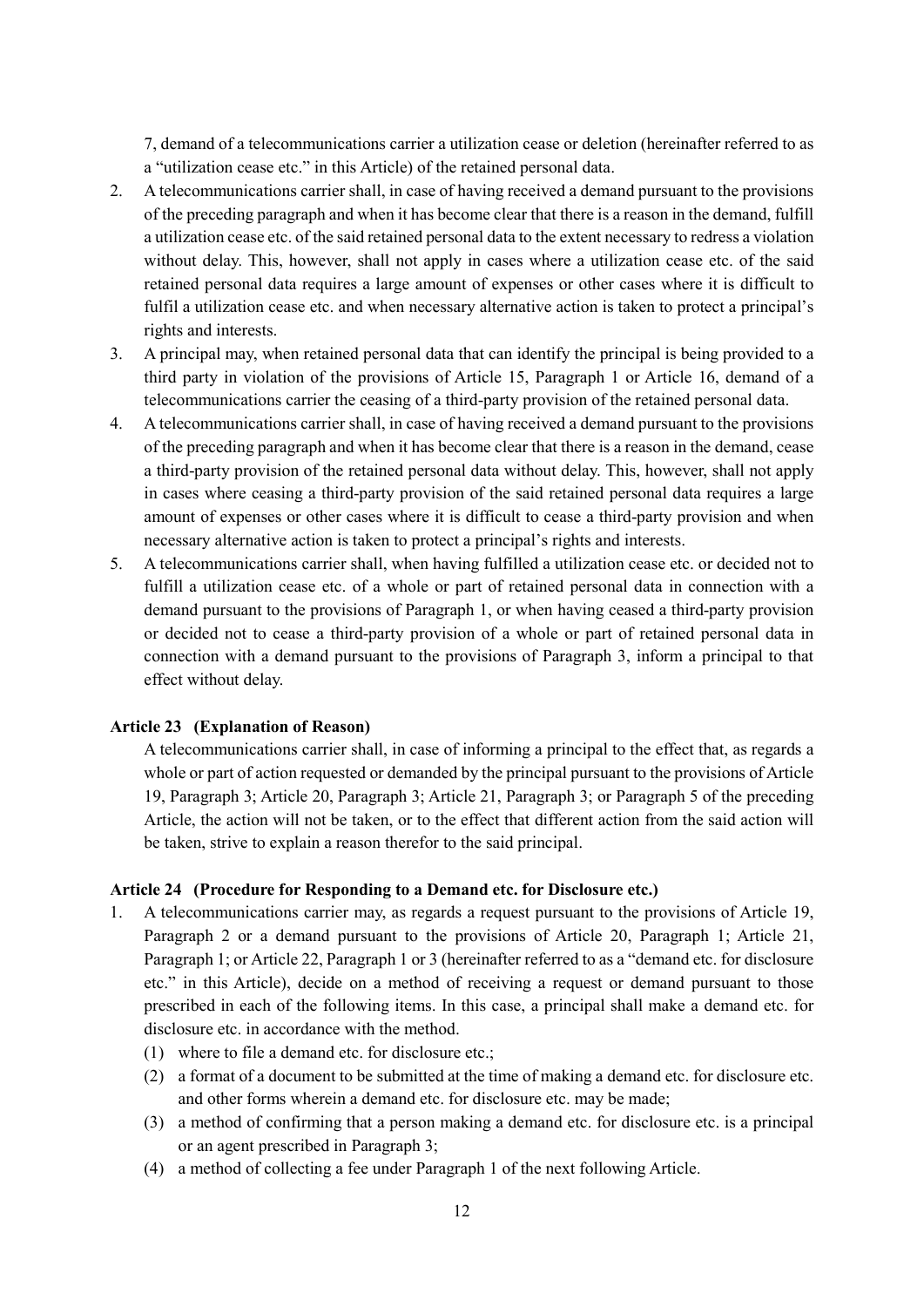7, demand of a telecommunications carrier a utilization cease or deletion (hereinafter referred to as a "utilization cease etc." in this Article) of the retained personal data.

2. A telecommunications carrier shall, in case of having received a demand pursuant to the provisions of the preceding paragraph and when it has become clear that there is a reason in the demand, fulfill a utilization cease etc. of the said retained personal data to the extent necessary to redress a violation without delay. This, however, shall not apply in cases where a utilization cease etc. of the said retained personal data requires a large amount of expenses or other cases where it is difficult to fulfil a utilization cease etc. and when necessary alternative action is taken to protect a principal's rights and interests.
3. A principal may, when retained personal data that can identify the principal is being provided to a third party in violation of the provisions of Article 15, Paragraph 1 or Article 16, demand of a telecommunications carrier the ceasing of a third-party provision of the retained personal data.
4. A telecommunications carrier shall, in case of having received a demand pursuant to the provisions of the preceding paragraph and when it has become clear that there is a reason in the demand, cease a third-party provision of the retained personal data without delay. This, however, shall not apply in cases where ceasing a third-party provision of the said retained personal data requires a large amount of expenses or other cases where it is difficult to cease a third-party provision and when necessary alternative action is taken to protect a principal's rights and interests.
5. A telecommunications carrier shall, when having fulfilled a utilization cease etc. or decided not to fulfill a utilization cease etc. of a whole or part of retained personal data in connection with a demand pursuant to the provisions of Paragraph 1, or when having ceased a third-party provision or decided not to cease a third-party provision of a whole or part of retained personal data in connection with a demand pursuant to the provisions of Paragraph 3, inform a principal to that effect without delay.

**Article 23 (Explanation of Reason)**

A telecommunications carrier shall, in case of informing a principal to the effect that, as regards a whole or part of action requested or demanded by the principal pursuant to the provisions of Article 19, Paragraph 3; Article 20, Paragraph 3; Article 21, Paragraph 3; or Paragraph 5 of the preceding Article, the action will not be taken, or to the effect that different action from the said action will be taken, strive to explain a reason therefor to the said principal.

**Article 24 (Procedure for Responding to a Demand etc. for Disclosure etc.)**

1. A telecommunications carrier may, as regards a request pursuant to the provisions of Article 19, Paragraph 2 or a demand pursuant to the provisions of Article 20, Paragraph 1; Article 21, Paragraph 1; or Article 22, Paragraph 1 or 3 (hereinafter referred to as a "demand etc. for disclosure etc." in this Article), decide on a method of receiving a request or demand pursuant to those prescribed in each of the following items. In this case, a principal shall make a demand etc. for disclosure etc. in accordance with the method.
   (1) where to file a demand etc. for disclosure etc.;
   (2) a format of a document to be submitted at the time of making a demand etc. for disclosure etc. and other forms wherein a demand etc. for disclosure etc. may be made;
   (3) a method of confirming that a person making a demand etc. for disclosure etc. is a principal or an agent prescribed in Paragraph 3;
   (4) a method of collecting a fee under Paragraph 1 of the next following Article.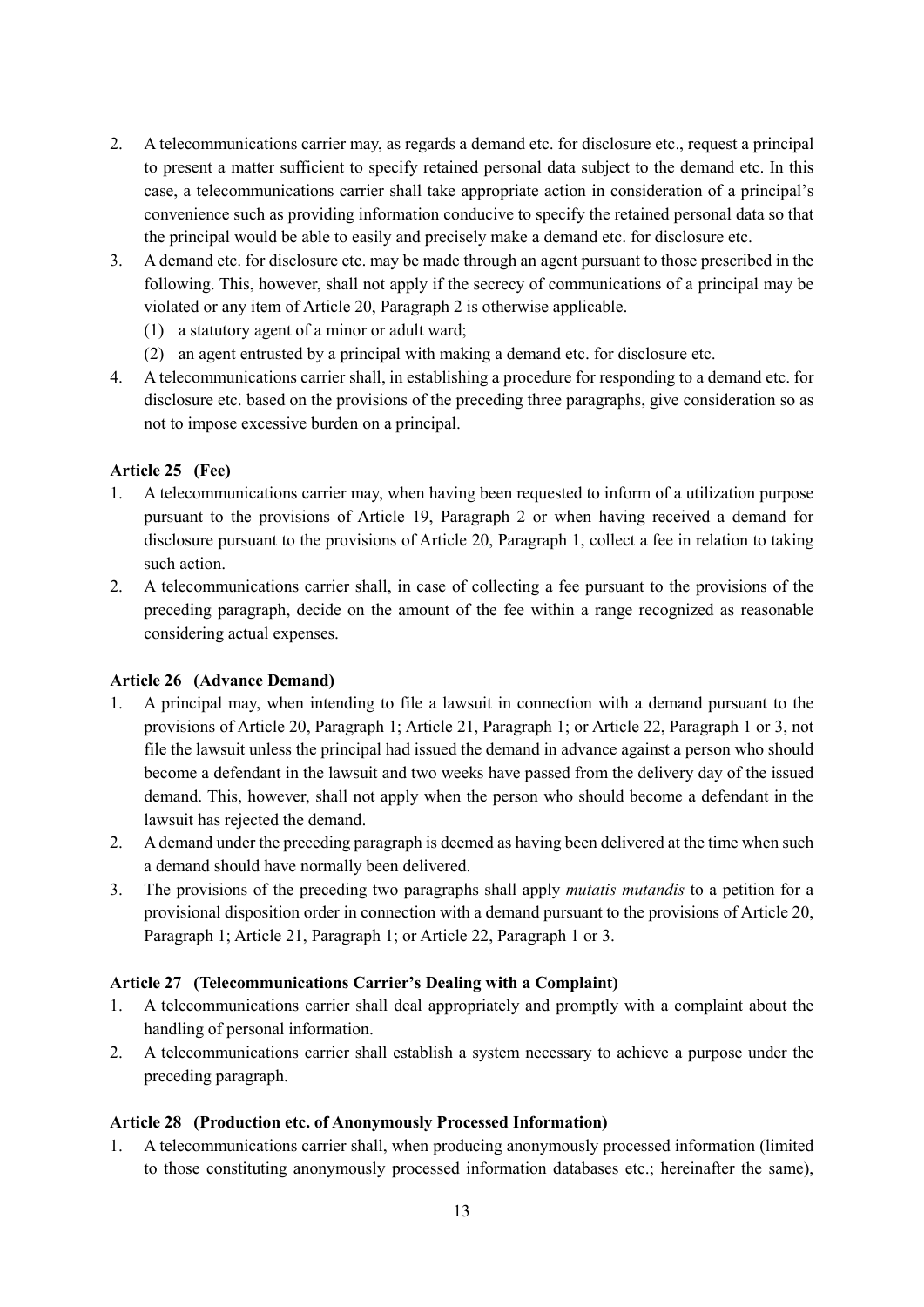2. A telecommunications carrier may, as regards a demand etc. for disclosure etc., request a principal to present a matter sufficient to specify retained personal data subject to the demand etc. In this case, a telecommunications carrier shall take appropriate action in consideration of a principal's convenience such as providing information conducive to specify the retained personal data so that the principal would be able to easily and precisely make a demand etc. for disclosure etc.
3. A demand etc. for disclosure etc. may be made through an agent pursuant to those prescribed in the following. This, however, shall not apply if the secrecy of communications of a principal may be violated or any item of Article 20, Paragraph 2 is otherwise applicable.
   (1) a statutory agent of a minor or adult ward;
   (2) an agent entrusted by a principal with making a demand etc. for disclosure etc.
4. A telecommunications carrier shall, in establishing a procedure for responding to a demand etc. for disclosure etc. based on the provisions of the preceding three paragraphs, give consideration so as not to impose excessive burden on a principal.

**Article 25 (Fee)**

1. A telecommunications carrier may, when having been requested to inform of a utilization purpose pursuant to the provisions of Article 19, Paragraph 2 or when having received a demand for disclosure pursuant to the provisions of Article 20, Paragraph 1, collect a fee in relation to taking such action.
2. A telecommunications carrier shall, in case of collecting a fee pursuant to the provisions of the preceding paragraph, decide on the amount of the fee within a range recognized as reasonable considering actual expenses.

**Article 26 (Advance Demand)**

1. A principal may, when intending to file a lawsuit in connection with a demand pursuant to the provisions of Article 20, Paragraph 1; Article 21, Paragraph 1; or Article 22, Paragraph 1 or 3, not file the lawsuit unless the principal had issued the demand in advance against a person who should become a defendant in the lawsuit and two weeks have passed from the delivery day of the issued demand. This, however, shall not apply when the person who should become a defendant in the lawsuit has rejected the demand.
2. A demand under the preceding paragraph is deemed as having been delivered at the time when such a demand should have normally been delivered.
3. The provisions of the preceding two paragraphs shall apply *mutatis mutandis* to a petition for a provisional disposition order in connection with a demand pursuant to the provisions of Article 20, Paragraph 1; Article 21, Paragraph 1; or Article 22, Paragraph 1 or 3.

**Article 27 (Telecommunications Carrier's Dealing with a Complaint)**

1. A telecommunications carrier shall deal appropriately and promptly with a complaint about the handling of personal information.
2. A telecommunications carrier shall establish a system necessary to achieve a purpose under the preceding paragraph.

**Article 28 (Production etc. of Anonymously Processed Information)**

1. A telecommunications carrier shall, when producing anonymously processed information (limited to those constituting anonymously processed information databases etc.; hereinafter the same),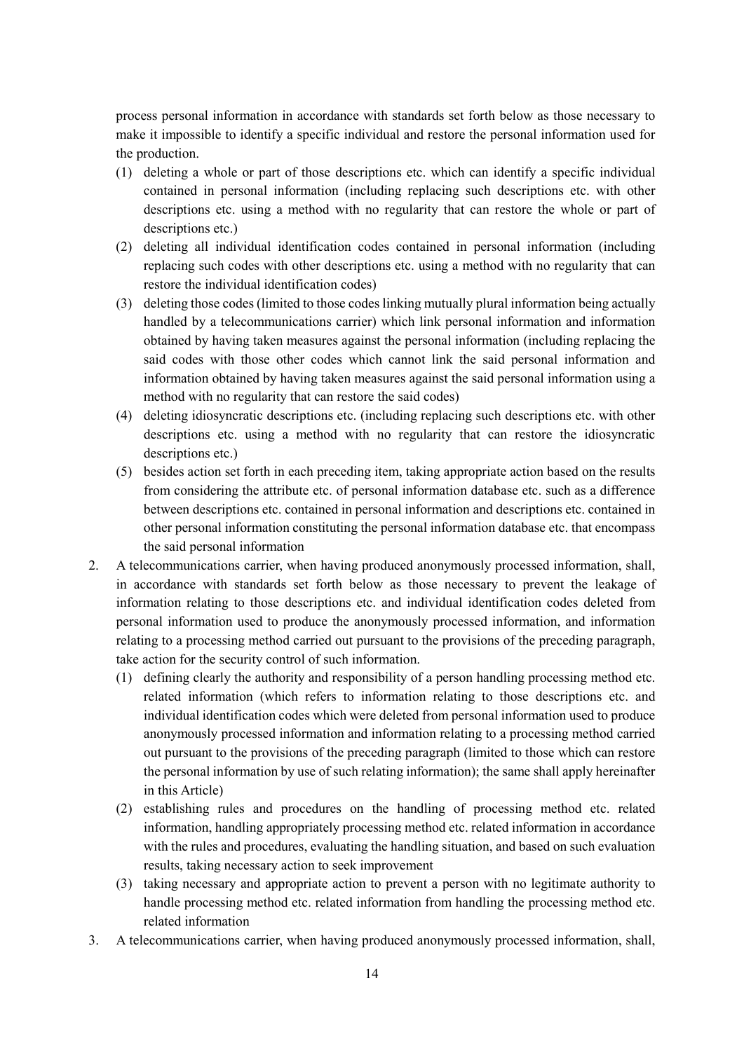process personal information in accordance with standards set forth below as those necessary to make it impossible to identify a specific individual and restore the personal information used for the production.

(1) deleting a whole or part of those descriptions etc. which can identify a specific individual contained in personal information (including replacing such descriptions etc. with other descriptions etc. using a method with no regularity that can restore the whole or part of descriptions etc.)

(2) deleting all individual identification codes contained in personal information (including replacing such codes with other descriptions etc. using a method with no regularity that can restore the individual identification codes)

(3) deleting those codes (limited to those codes linking mutually plural information being actually handled by a telecommunications carrier) which link personal information and information obtained by having taken measures against the personal information (including replacing the said codes with those other codes which cannot link the said personal information and information obtained by having taken measures against the said personal information using a method with no regularity that can restore the said codes)

(4) deleting idiosyncratic descriptions etc. (including replacing such descriptions etc. with other descriptions etc. using a method with no regularity that can restore the idiosyncratic descriptions etc.)

(5) besides action set forth in each preceding item, taking appropriate action based on the results from considering the attribute etc. of personal information database etc. such as a difference between descriptions etc. contained in personal information and descriptions etc. contained in other personal information constituting the personal information database etc. that encompass the said personal information

2. A telecommunications carrier, when having produced anonymously processed information, shall, in accordance with standards set forth below as those necessary to prevent the leakage of information relating to those descriptions etc. and individual identification codes deleted from personal information used to produce the anonymously processed information, and information relating to a processing method carried out pursuant to the provisions of the preceding paragraph, take action for the security control of such information.

   (1) defining clearly the authority and responsibility of a person handling processing method etc. related information (which refers to information relating to those descriptions etc. and individual identification codes which were deleted from personal information used to produce anonymously processed information and information relating to a processing method carried out pursuant to the provisions of the preceding paragraph (limited to those which can restore the personal information by use of such relating information); the same shall apply hereinafter in this Article)

   (2) establishing rules and procedures on the handling of processing method etc. related information, handling appropriately processing method etc. related information in accordance with the rules and procedures, evaluating the handling situation, and based on such evaluation results, taking necessary action to seek improvement

   (3) taking necessary and appropriate action to prevent a person with no legitimate authority to handle processing method etc. related information from handling the processing method etc. related information

3. A telecommunications carrier, when having produced anonymously processed information, shall,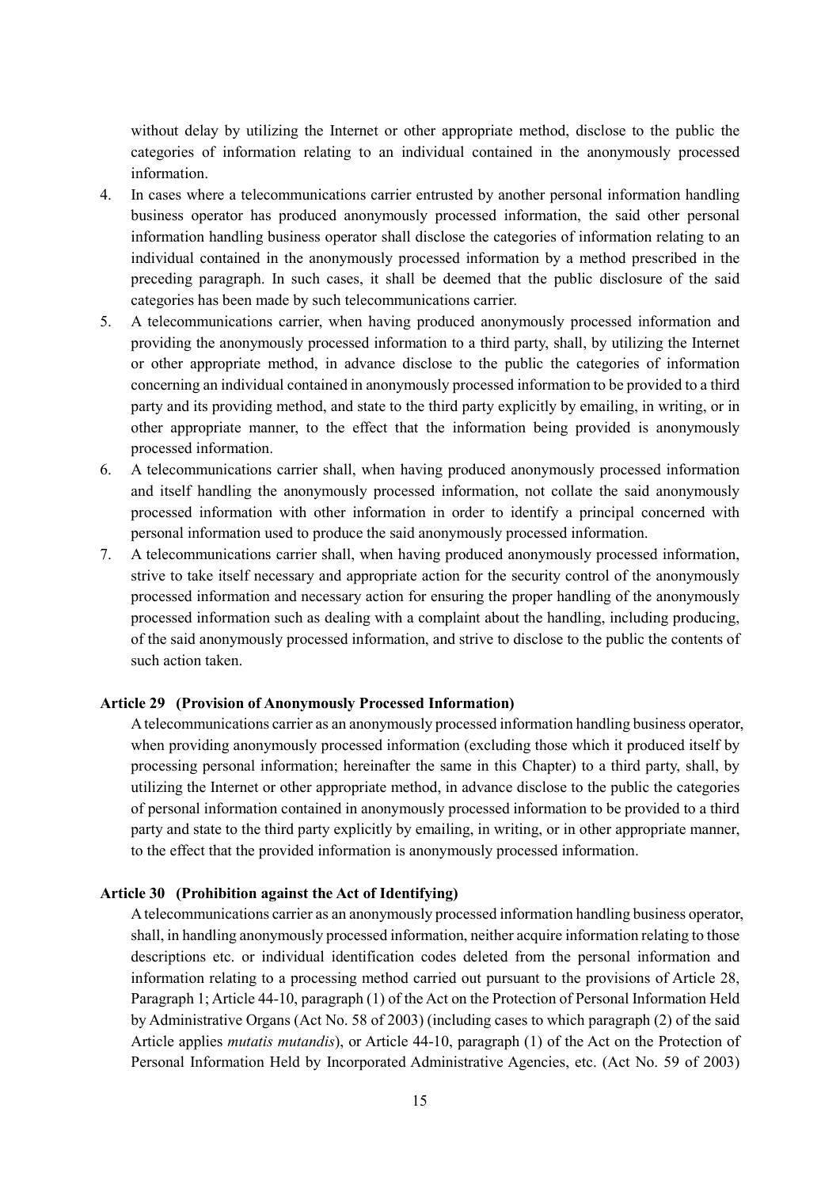without delay by utilizing the Internet or other appropriate method, disclose to the public the categories of information relating to an individual contained in the anonymously processed information.

4. In cases where a telecommunications carrier entrusted by another personal information handling business operator has produced anonymously processed information, the said other personal information handling business operator shall disclose the categories of information relating to an individual contained in the anonymously processed information by a method prescribed in the preceding paragraph. In such cases, it shall be deemed that the public disclosure of the said categories has been made by such telecommunications carrier.
5. A telecommunications carrier, when having produced anonymously processed information and providing the anonymously processed information to a third party, shall, by utilizing the Internet or other appropriate method, in advance disclose to the public the categories of information concerning an individual contained in anonymously processed information to be provided to a third party and its providing method, and state to the third party explicitly by emailing, in writing, or in other appropriate manner, to the effect that the information being provided is anonymously processed information.
6. A telecommunications carrier shall, when having produced anonymously processed information and itself handling the anonymously processed information, not collate the said anonymously processed information with other information in order to identify a principal concerned with personal information used to produce the said anonymously processed information.
7. A telecommunications carrier shall, when having produced anonymously processed information, strive to take itself necessary and appropriate action for the security control of the anonymously processed information and necessary action for ensuring the proper handling of the anonymously processed information such as dealing with a complaint about the handling, including producing, of the said anonymously processed information, and strive to disclose to the public the contents of such action taken.

**Article 29 (Provision of Anonymously Processed Information)**

A telecommunications carrier as an anonymously processed information handling business operator, when providing anonymously processed information (excluding those which it produced itself by processing personal information; hereinafter the same in this Chapter) to a third party, shall, by utilizing the Internet or other appropriate method, in advance disclose to the public the categories of personal information contained in anonymously processed information to be provided to a third party and state to the third party explicitly by emailing, in writing, or in other appropriate manner, to the effect that the provided information is anonymously processed information.

**Article 30 (Prohibition against the Act of Identifying)**

A telecommunications carrier as an anonymously processed information handling business operator, shall, in handling anonymously processed information, neither acquire information relating to those descriptions etc. or individual identification codes deleted from the personal information and information relating to a processing method carried out pursuant to the provisions of Article 28, Paragraph 1; Article 44-10, paragraph (1) of the Act on the Protection of Personal Information Held by Administrative Organs (Act No. 58 of 2003) (including cases to which paragraph (2) of the said Article applies *mutatis mutandis*), or Article 44-10, paragraph (1) of the Act on the Protection of Personal Information Held by Incorporated Administrative Agencies, etc. (Act No. 59 of 2003)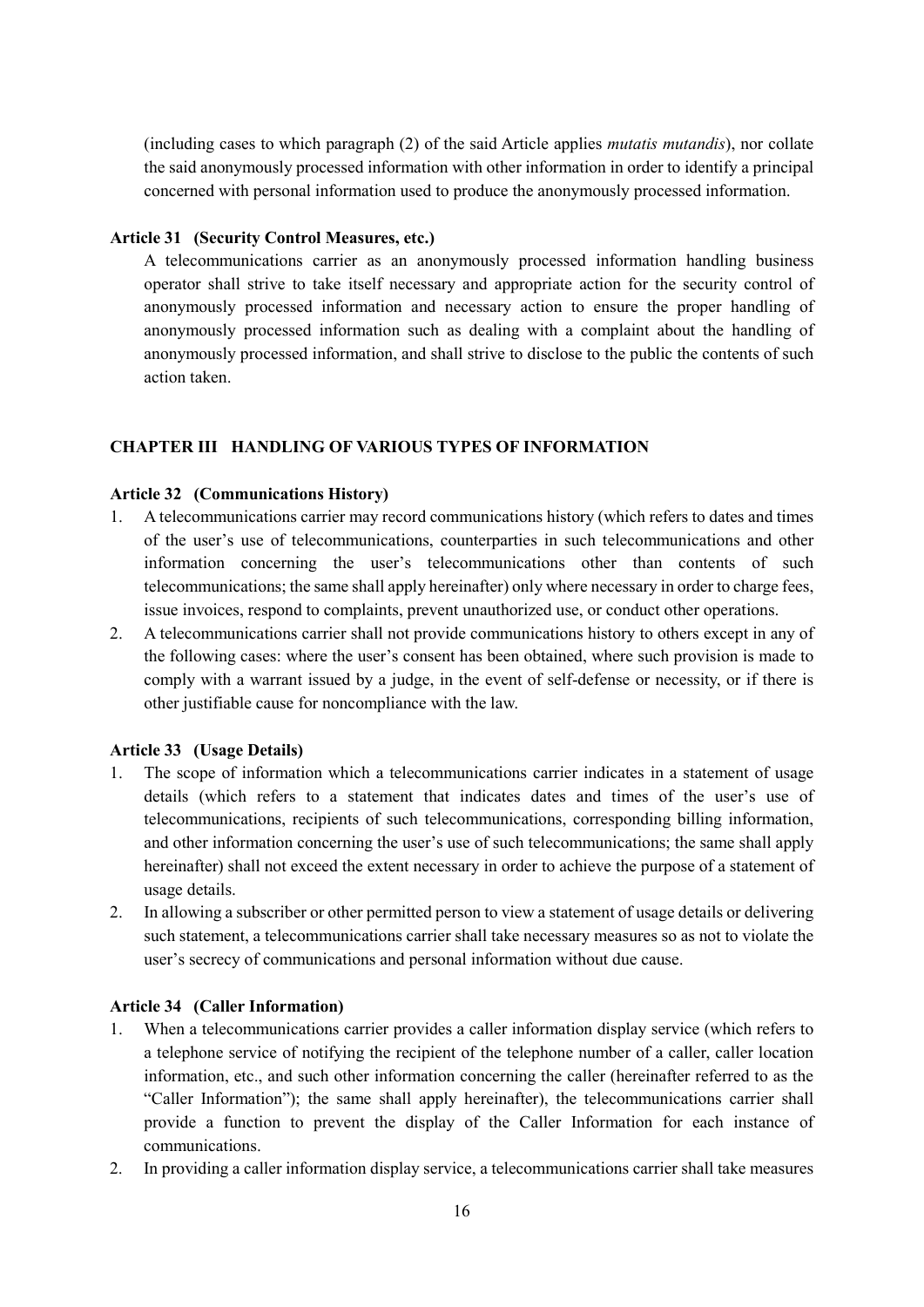(including cases to which paragraph (2) of the said Article applies *mutatis mutandis*), nor collate the said anonymously processed information with other information in order to identify a principal concerned with personal information used to produce the anonymously processed information.

**Article 31 (Security Control Measures, etc.)**

A telecommunications carrier as an anonymously processed information handling business operator shall strive to take itself necessary and appropriate action for the security control of anonymously processed information and necessary action to ensure the proper handling of anonymously processed information such as dealing with a complaint about the handling of anonymously processed information, and shall strive to disclose to the public the contents of such action taken.

## CHAPTER III HANDLING OF VARIOUS TYPES OF INFORMATION

**Article 32 (Communications History)**

1. A telecommunications carrier may record communications history (which refers to dates and times of the user's use of telecommunications, counterparties in such telecommunications and other information concerning the user's telecommunications other than contents of such telecommunications; the same shall apply hereinafter) only where necessary in order to charge fees, issue invoices, respond to complaints, prevent unauthorized use, or conduct other operations.
2. A telecommunications carrier shall not provide communications history to others except in any of the following cases: where the user's consent has been obtained, where such provision is made to comply with a warrant issued by a judge, in the event of self-defense or necessity, or if there is other justifiable cause for noncompliance with the law.

**Article 33 (Usage Details)**

1. The scope of information which a telecommunications carrier indicates in a statement of usage details (which refers to a statement that indicates dates and times of the user's use of telecommunications, recipients of such telecommunications, corresponding billing information, and other information concerning the user's use of such telecommunications; the same shall apply hereinafter) shall not exceed the extent necessary in order to achieve the purpose of a statement of usage details.
2. In allowing a subscriber or other permitted person to view a statement of usage details or delivering such statement, a telecommunications carrier shall take necessary measures so as not to violate the user's secrecy of communications and personal information without due cause.

**Article 34 (Caller Information)**

1. When a telecommunications carrier provides a caller information display service (which refers to a telephone service of notifying the recipient of the telephone number of a caller, caller location information, etc., and such other information concerning the caller (hereinafter referred to as the "Caller Information"); the same shall apply hereinafter), the telecommunications carrier shall provide a function to prevent the display of the Caller Information for each instance of communications.
2. In providing a caller information display service, a telecommunications carrier shall take measures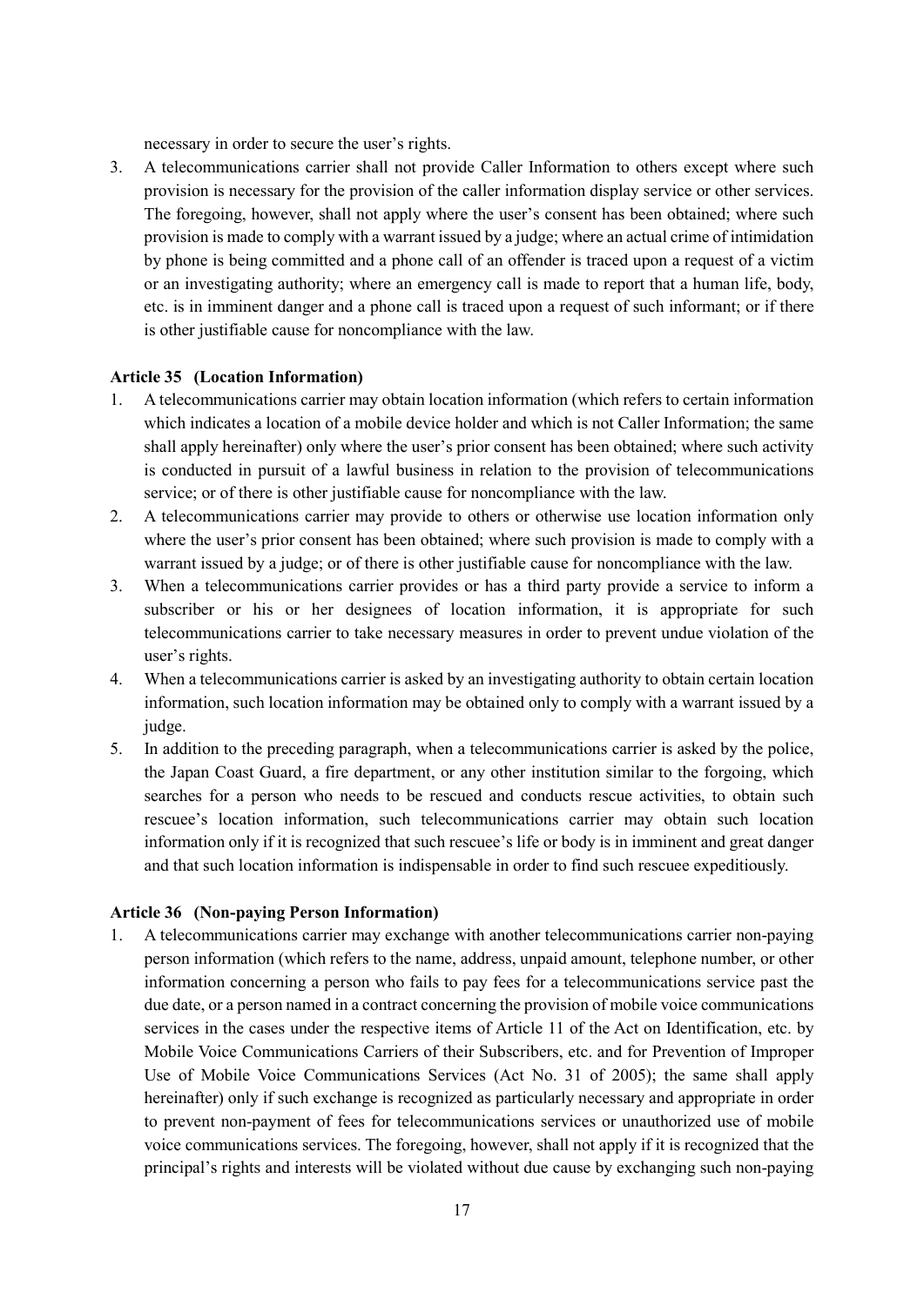necessary in order to secure the user's rights.

3. A telecommunications carrier shall not provide Caller Information to others except where such provision is necessary for the provision of the caller information display service or other services. The foregoing, however, shall not apply where the user's consent has been obtained; where such provision is made to comply with a warrant issued by a judge; where an actual crime of intimidation by phone is being committed and a phone call of an offender is traced upon a request of a victim or an investigating authority; where an emergency call is made to report that a human life, body, etc. is in imminent danger and a phone call is traced upon a request of such informant; or if there is other justifiable cause for noncompliance with the law.

**Article 35 (Location Information)**

1. A telecommunications carrier may obtain location information (which refers to certain information which indicates a location of a mobile device holder and which is not Caller Information; the same shall apply hereinafter) only where the user's prior consent has been obtained; where such activity is conducted in pursuit of a lawful business in relation to the provision of telecommunications service; or of there is other justifiable cause for noncompliance with the law.
2. A telecommunications carrier may provide to others or otherwise use location information only where the user's prior consent has been obtained; where such provision is made to comply with a warrant issued by a judge; or of there is other justifiable cause for noncompliance with the law.
3. When a telecommunications carrier provides or has a third party provide a service to inform a subscriber or his or her designees of location information, it is appropriate for such telecommunications carrier to take necessary measures in order to prevent undue violation of the user's rights.
4. When a telecommunications carrier is asked by an investigating authority to obtain certain location information, such location information may be obtained only to comply with a warrant issued by a judge.
5. In addition to the preceding paragraph, when a telecommunications carrier is asked by the police, the Japan Coast Guard, a fire department, or any other institution similar to the forgoing, which searches for a person who needs to be rescued and conducts rescue activities, to obtain such rescuee's location information, such telecommunications carrier may obtain such location information only if it is recognized that such rescuee's life or body is in imminent and great danger and that such location information is indispensable in order to find such rescuee expeditiously.

**Article 36 (Non-paying Person Information)**

1. A telecommunications carrier may exchange with another telecommunications carrier non-paying person information (which refers to the name, address, unpaid amount, telephone number, or other information concerning a person who fails to pay fees for a telecommunications service past the due date, or a person named in a contract concerning the provision of mobile voice communications services in the cases under the respective items of Article 11 of the Act on Identification, etc. by Mobile Voice Communications Carriers of their Subscribers, etc. and for Prevention of Improper Use of Mobile Voice Communications Services (Act No. 31 of 2005); the same shall apply hereinafter) only if such exchange is recognized as particularly necessary and appropriate in order to prevent non-payment of fees for telecommunications services or unauthorized use of mobile voice communications services. The foregoing, however, shall not apply if it is recognized that the principal's rights and interests will be violated without due cause by exchanging such non-paying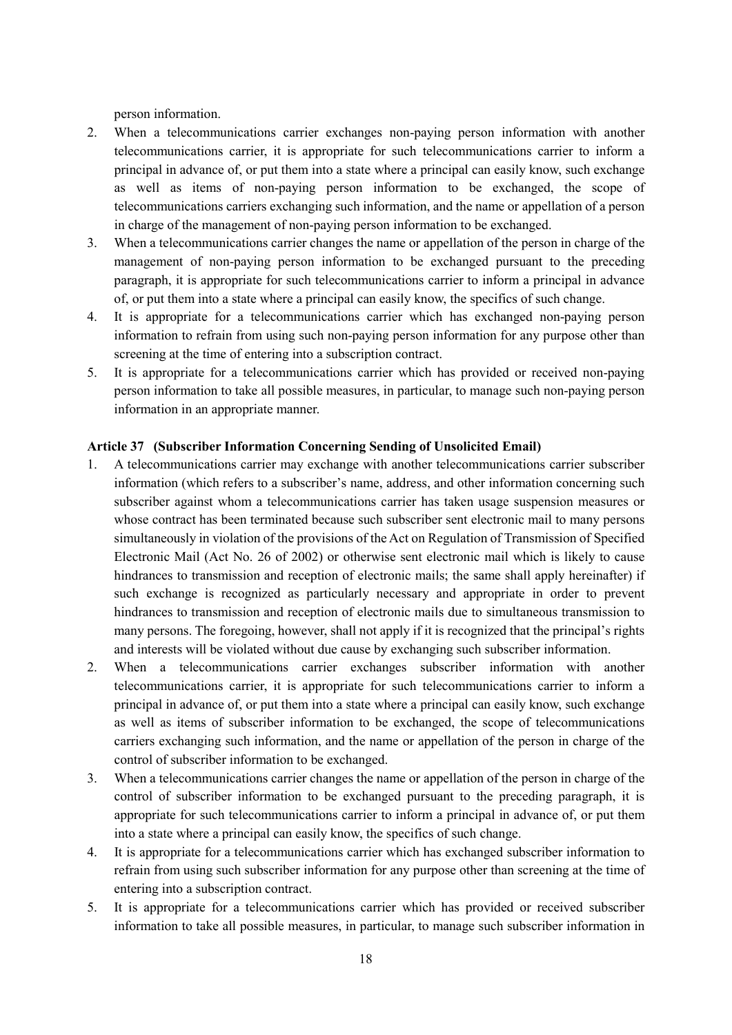person information.

2. When a telecommunications carrier exchanges non-paying person information with another telecommunications carrier, it is appropriate for such telecommunications carrier to inform a principal in advance of, or put them into a state where a principal can easily know, such exchange as well as items of non-paying person information to be exchanged, the scope of telecommunications carriers exchanging such information, and the name or appellation of a person in charge of the management of non-paying person information to be exchanged.
3. When a telecommunications carrier changes the name or appellation of the person in charge of the management of non-paying person information to be exchanged pursuant to the preceding paragraph, it is appropriate for such telecommunications carrier to inform a principal in advance of, or put them into a state where a principal can easily know, the specifics of such change.
4. It is appropriate for a telecommunications carrier which has exchanged non-paying person information to refrain from using such non-paying person information for any purpose other than screening at the time of entering into a subscription contract.
5. It is appropriate for a telecommunications carrier which has provided or received non-paying person information to take all possible measures, in particular, to manage such non-paying person information in an appropriate manner.

**Article 37 (Subscriber Information Concerning Sending of Unsolicited Email)**

1. A telecommunications carrier may exchange with another telecommunications carrier subscriber information (which refers to a subscriber's name, address, and other information concerning such subscriber against whom a telecommunications carrier has taken usage suspension measures or whose contract has been terminated because such subscriber sent electronic mail to many persons simultaneously in violation of the provisions of the Act on Regulation of Transmission of Specified Electronic Mail (Act No. 26 of 2002) or otherwise sent electronic mail which is likely to cause hindrances to transmission and reception of electronic mails; the same shall apply hereinafter) if such exchange is recognized as particularly necessary and appropriate in order to prevent hindrances to transmission and reception of electronic mails due to simultaneous transmission to many persons. The foregoing, however, shall not apply if it is recognized that the principal's rights and interests will be violated without due cause by exchanging such subscriber information.
2. When a telecommunications carrier exchanges subscriber information with another telecommunications carrier, it is appropriate for such telecommunications carrier to inform a principal in advance of, or put them into a state where a principal can easily know, such exchange as well as items of subscriber information to be exchanged, the scope of telecommunications carriers exchanging such information, and the name or appellation of the person in charge of the control of subscriber information to be exchanged.
3. When a telecommunications carrier changes the name or appellation of the person in charge of the control of subscriber information to be exchanged pursuant to the preceding paragraph, it is appropriate for such telecommunications carrier to inform a principal in advance of, or put them into a state where a principal can easily know, the specifics of such change.
4. It is appropriate for a telecommunications carrier which has exchanged subscriber information to refrain from using such subscriber information for any purpose other than screening at the time of entering into a subscription contract.
5. It is appropriate for a telecommunications carrier which has provided or received subscriber information to take all possible measures, in particular, to manage such subscriber information in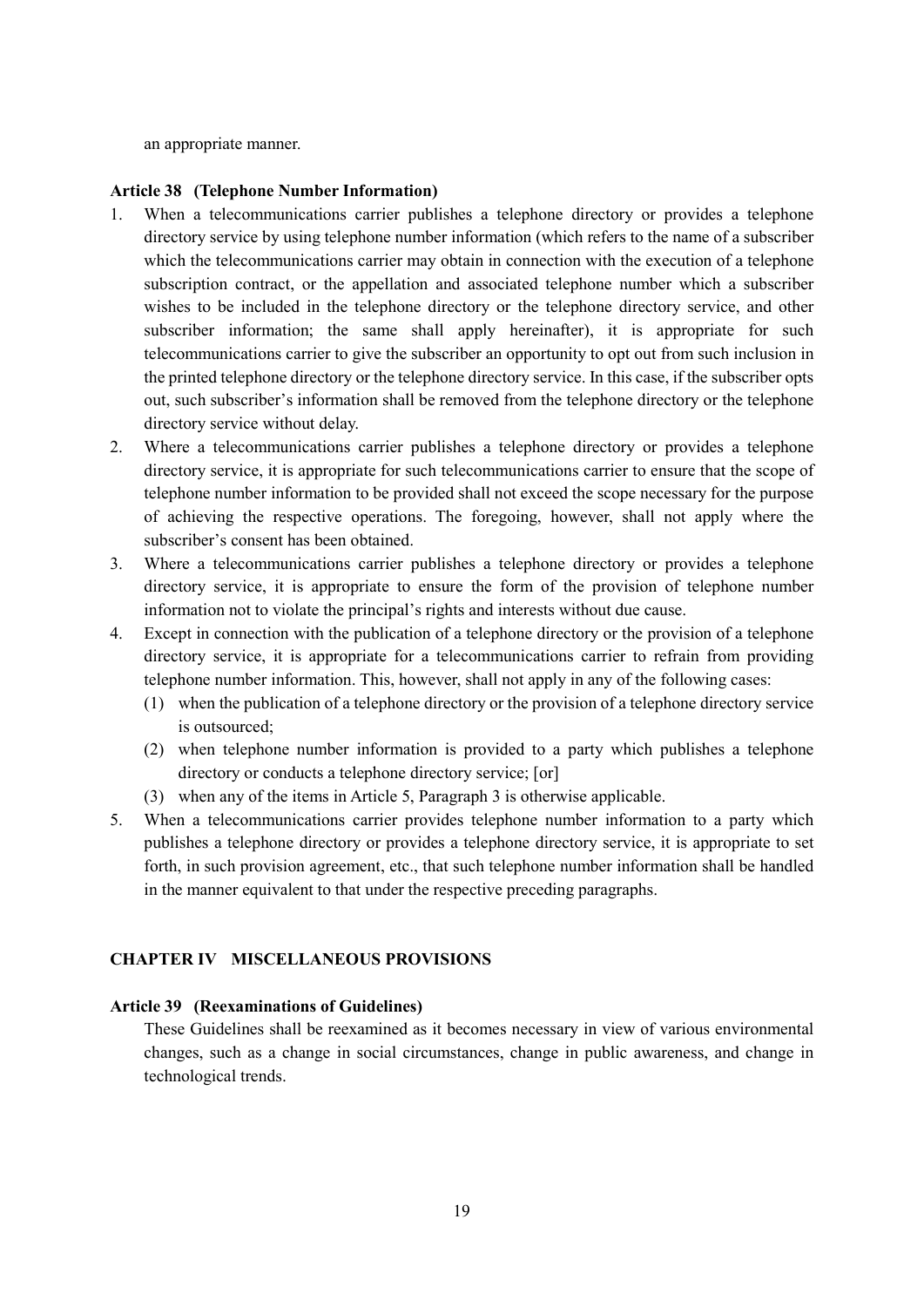an appropriate manner.

**Article 38 (Telephone Number Information)**

1. When a telecommunications carrier publishes a telephone directory or provides a telephone directory service by using telephone number information (which refers to the name of a subscriber which the telecommunications carrier may obtain in connection with the execution of a telephone subscription contract, or the appellation and associated telephone number which a subscriber wishes to be included in the telephone directory or the telephone directory service, and other subscriber information; the same shall apply hereinafter), it is appropriate for such telecommunications carrier to give the subscriber an opportunity to opt out from such inclusion in the printed telephone directory or the telephone directory service. In this case, if the subscriber opts out, such subscriber's information shall be removed from the telephone directory or the telephone directory service without delay.
2. Where a telecommunications carrier publishes a telephone directory or provides a telephone directory service, it is appropriate for such telecommunications carrier to ensure that the scope of telephone number information to be provided shall not exceed the scope necessary for the purpose of achieving the respective operations. The foregoing, however, shall not apply where the subscriber's consent has been obtained.
3. Where a telecommunications carrier publishes a telephone directory or provides a telephone directory service, it is appropriate to ensure the form of the provision of telephone number information not to violate the principal's rights and interests without due cause.
4. Except in connection with the publication of a telephone directory or the provision of a telephone directory service, it is appropriate for a telecommunications carrier to refrain from providing telephone number information. This, however, shall not apply in any of the following cases:
   (1) when the publication of a telephone directory or the provision of a telephone directory service is outsourced;
   (2) when telephone number information is provided to a party which publishes a telephone directory or conducts a telephone directory service; [or]
   (3) when any of the items in Article 5, Paragraph 3 is otherwise applicable.
5. When a telecommunications carrier provides telephone number information to a party which publishes a telephone directory or provides a telephone directory service, it is appropriate to set forth, in such provision agreement, etc., that such telephone number information shall be handled in the manner equivalent to that under the respective preceding paragraphs.

## CHAPTER IV MISCELLANEOUS PROVISIONS

**Article 39 (Reexaminations of Guidelines)**

These Guidelines shall be reexamined as it becomes necessary in view of various environmental changes, such as a change in social circumstances, change in public awareness, and change in technological trends.